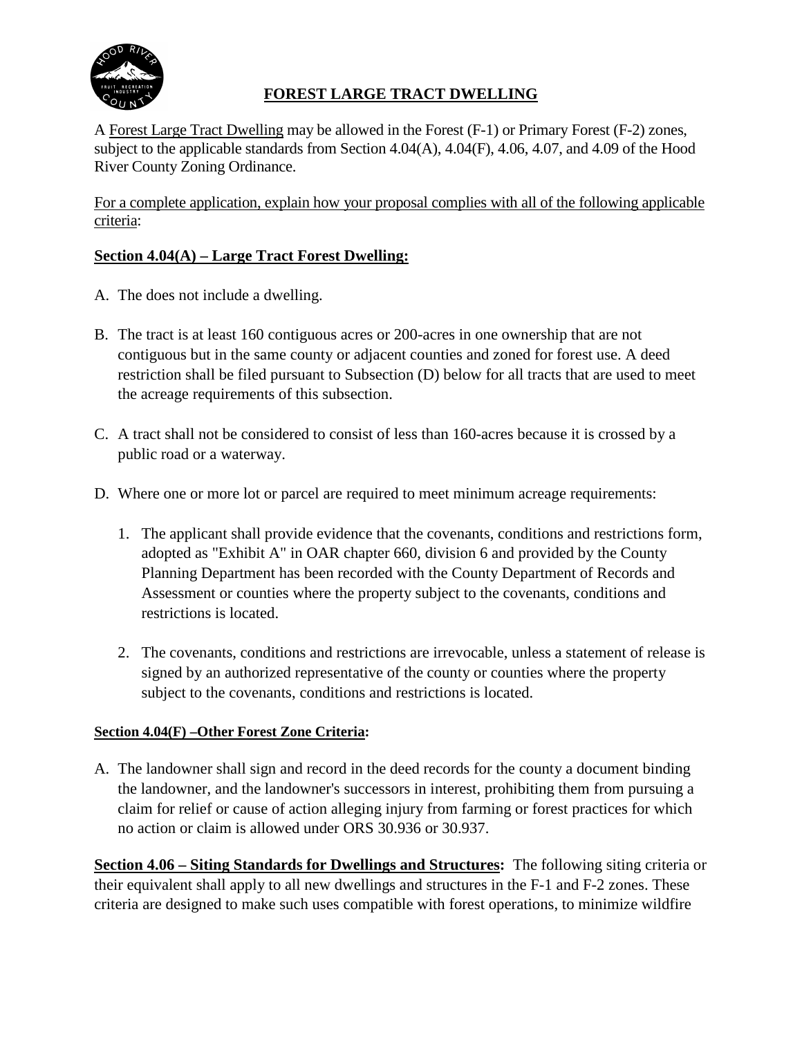# FOREST LARGE TRACT DWELLING

A Forest Large Tract Dwelling may be allowed in the Forest (F-1) or Primary Forest (F-2) zones, subject to the applicable standards from Section 4.04(A), 4.04(F), 4.06, 4.07, and 4.09 of the Hood River County Zoning Ordinance.

For a complete application, explain how your proposal complies with all of the following applicable criteria:

## Section 4.04(A) – Large Tract Forest Dwelling:

A. The does not include a dwelling.

B. The tract is at least 160 contiguous acres or 200-acres in one ownership that are not contiguous but in the same county or adjacent counties and zoned for forest use. A deed restriction shall be filed pursuant to Subsection (D) below for all tracts that are used to meet the acreage requirements of this subsection.

C. A tract shall not be considered to consist of less than 160-acres because it is crossed by a public road or a waterway.

D. Where one or more lot or parcel are required to meet minimum acreage requirements:

1. The applicant shall provide evidence that the covenants, conditions and restrictions form, adopted as "Exhibit A" in OAR chapter 660, division 6 and provided by the County Planning Department has been recorded with the County Department of Records and Assessment or counties where the property subject to the covenants, conditions and restrictions is located.

2. The covenants, conditions and restrictions are irrevocable, unless a statement of release is signed by an authorized representative of the county or counties where the property subject to the covenants, conditions and restrictions is located.

### Section 4.04(F) –Other Forest Zone Criteria:

A. The landowner shall sign and record in the deed records for the county a document binding the landowner, and the landowner's successors in interest, prohibiting them from pursuing a claim for relief or cause of action alleging injury from farming or forest practices for which no action or claim is allowed under ORS 30.936 or 30.937.

**Section 4.06 – Siting Standards for Dwellings and Structures:** The following siting criteria or their equivalent shall apply to all new dwellings and structures in the F-1 and F-2 zones. These criteria are designed to make such uses compatible with forest operations, to minimize wildfire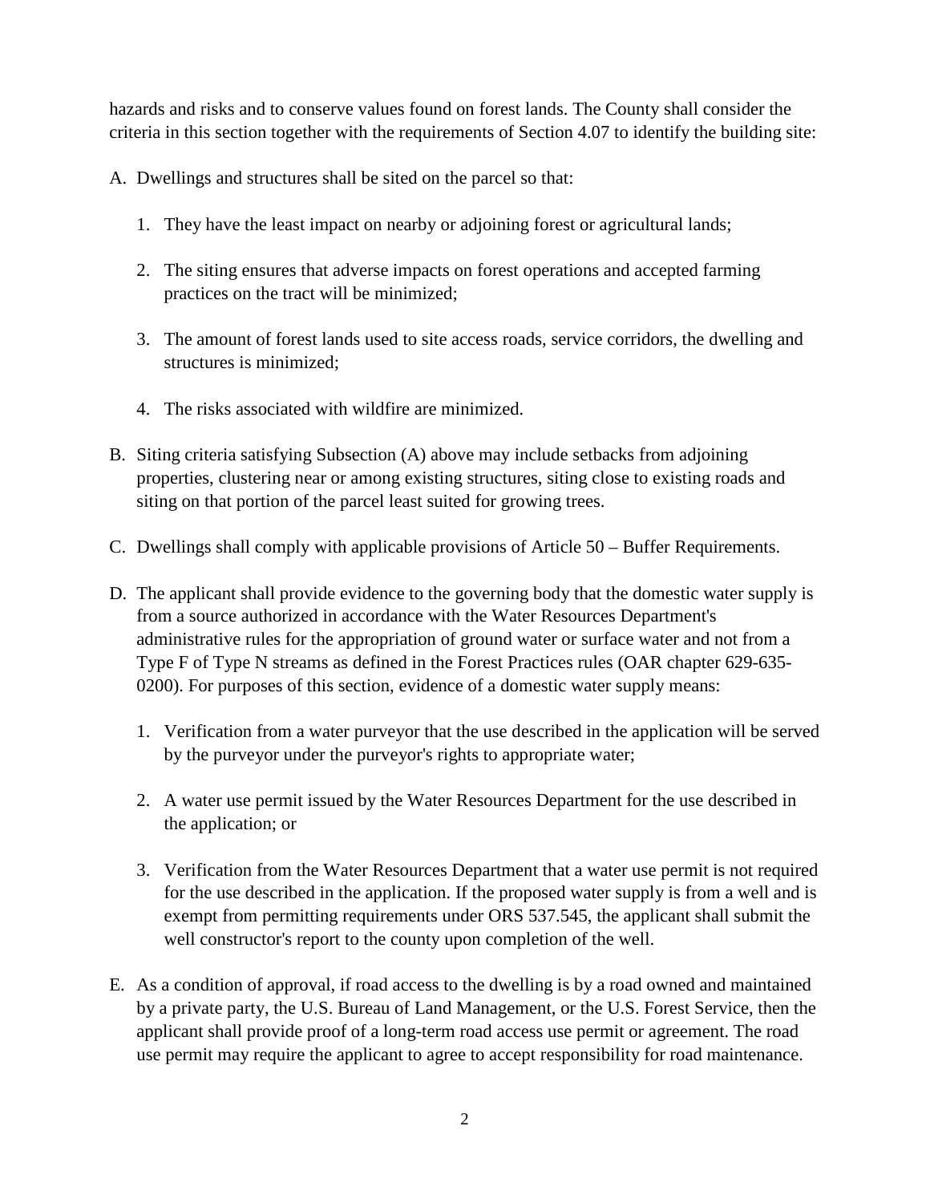hazards and risks and to conserve values found on forest lands. The County shall consider the criteria in this section together with the requirements of Section 4.07 to identify the building site:

A. Dwellings and structures shall be sited on the parcel so that:

   1. They have the least impact on nearby or adjoining forest or agricultural lands;

   2. The siting ensures that adverse impacts on forest operations and accepted farming practices on the tract will be minimized;

   3. The amount of forest lands used to site access roads, service corridors, the dwelling and structures is minimized;

   4. The risks associated with wildfire are minimized.

B. Siting criteria satisfying Subsection (A) above may include setbacks from adjoining properties, clustering near or among existing structures, siting close to existing roads and siting on that portion of the parcel least suited for growing trees.

C. Dwellings shall comply with applicable provisions of Article 50 – Buffer Requirements.

D. The applicant shall provide evidence to the governing body that the domestic water supply is from a source authorized in accordance with the Water Resources Department's administrative rules for the appropriation of ground water or surface water and not from a Type F of Type N streams as defined in the Forest Practices rules (OAR chapter 629-635-0200). For purposes of this section, evidence of a domestic water supply means:

   1. Verification from a water purveyor that the use described in the application will be served by the purveyor under the purveyor's rights to appropriate water;

   2. A water use permit issued by the Water Resources Department for the use described in the application; or

   3. Verification from the Water Resources Department that a water use permit is not required for the use described in the application. If the proposed water supply is from a well and is exempt from permitting requirements under ORS 537.545, the applicant shall submit the well constructor's report to the county upon completion of the well.

E. As a condition of approval, if road access to the dwelling is by a road owned and maintained by a private party, the U.S. Bureau of Land Management, or the U.S. Forest Service, then the applicant shall provide proof of a long-term road access use permit or agreement. The road use permit may require the applicant to agree to accept responsibility for road maintenance.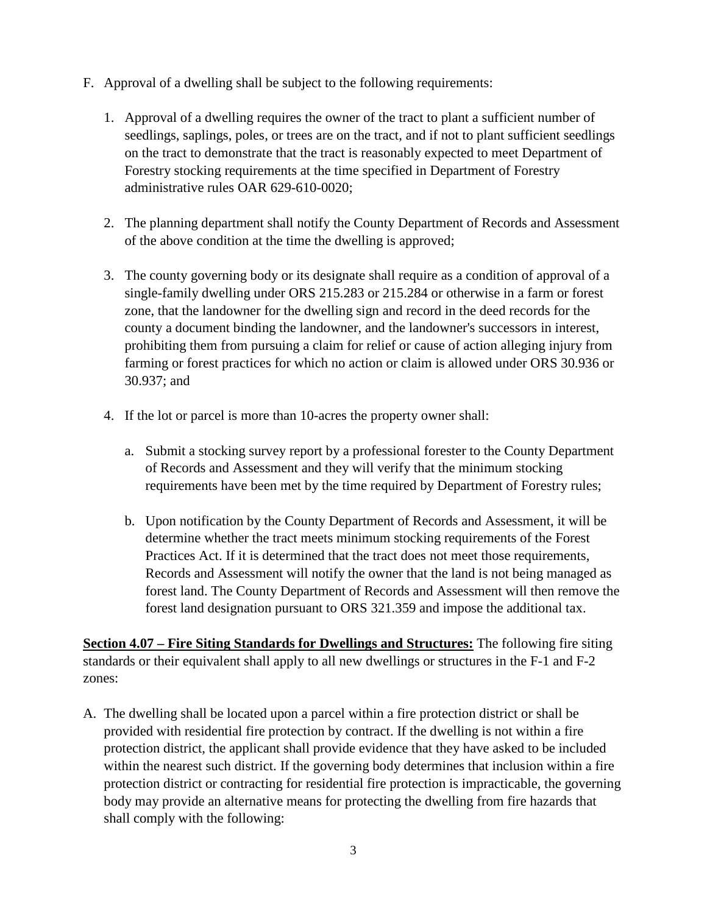F. Approval of a dwelling shall be subject to the following requirements:

   1. Approval of a dwelling requires the owner of the tract to plant a sufficient number of seedlings, saplings, poles, or trees are on the tract, and if not to plant sufficient seedlings on the tract to demonstrate that the tract is reasonably expected to meet Department of Forestry stocking requirements at the time specified in Department of Forestry administrative rules OAR 629-610-0020;

   2. The planning department shall notify the County Department of Records and Assessment of the above condition at the time the dwelling is approved;

   3. The county governing body or its designate shall require as a condition of approval of a single-family dwelling under ORS 215.283 or 215.284 or otherwise in a farm or forest zone, that the landowner for the dwelling sign and record in the deed records for the county a document binding the landowner, and the landowner's successors in interest, prohibiting them from pursuing a claim for relief or cause of action alleging injury from farming or forest practices for which no action or claim is allowed under ORS 30.936 or 30.937; and

   4. If the lot or parcel is more than 10-acres the property owner shall:

      a. Submit a stocking survey report by a professional forester to the County Department of Records and Assessment and they will verify that the minimum stocking requirements have been met by the time required by Department of Forestry rules;

      b. Upon notification by the County Department of Records and Assessment, it will be determine whether the tract meets minimum stocking requirements of the Forest Practices Act. If it is determined that the tract does not meet those requirements, Records and Assessment will notify the owner that the land is not being managed as forest land. The County Department of Records and Assessment will then remove the forest land designation pursuant to ORS 321.359 and impose the additional tax.

**Section 4.07 – Fire Siting Standards for Dwellings and Structures:** The following fire siting standards or their equivalent shall apply to all new dwellings or structures in the F-1 and F-2 zones:

A. The dwelling shall be located upon a parcel within a fire protection district or shall be provided with residential fire protection by contract. If the dwelling is not within a fire protection district, the applicant shall provide evidence that they have asked to be included within the nearest such district. If the governing body determines that inclusion within a fire protection district or contracting for residential fire protection is impracticable, the governing body may provide an alternative means for protecting the dwelling from fire hazards that shall comply with the following: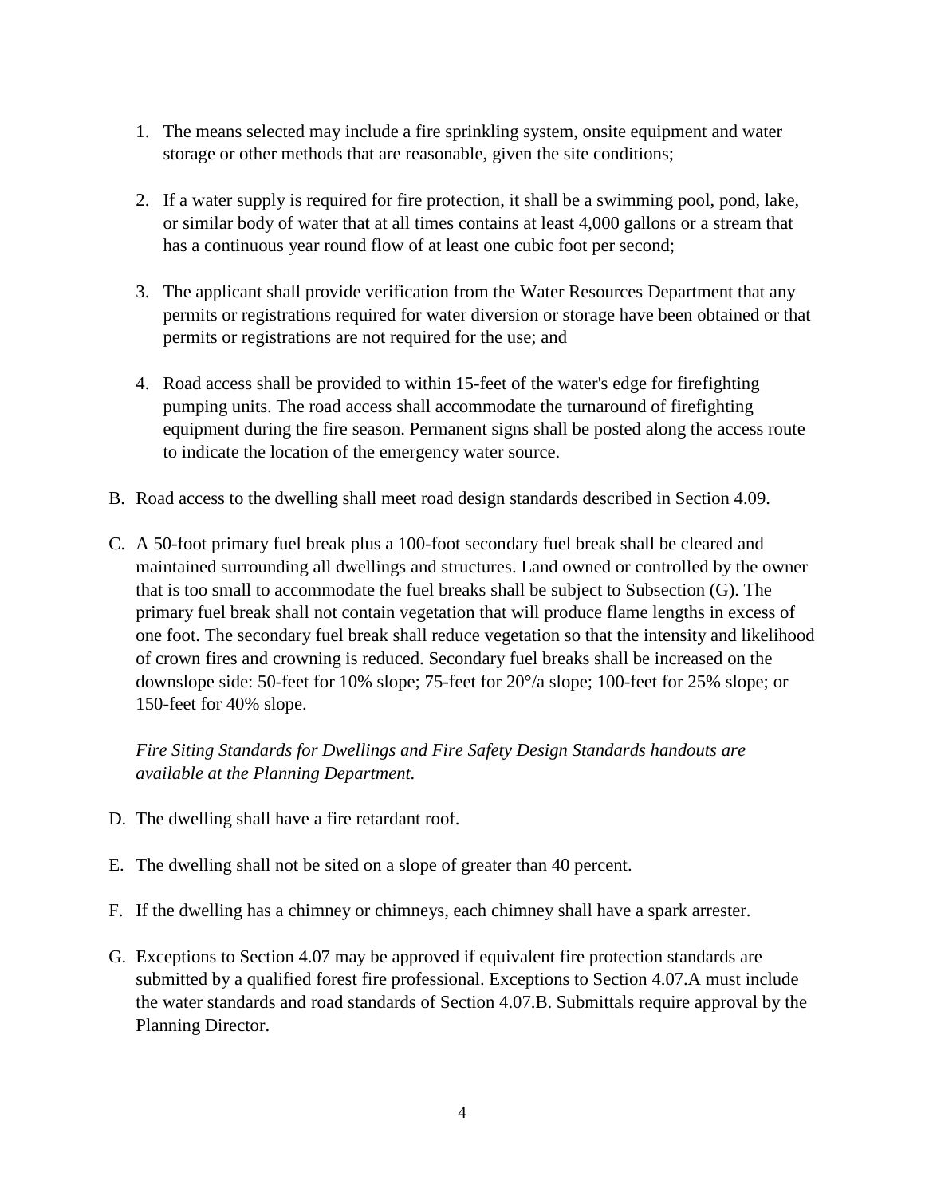1. The means selected may include a fire sprinkling system, onsite equipment and water storage or other methods that are reasonable, given the site conditions;

2. If a water supply is required for fire protection, it shall be a swimming pool, pond, lake, or similar body of water that at all times contains at least 4,000 gallons or a stream that has a continuous year round flow of at least one cubic foot per second;

3. The applicant shall provide verification from the Water Resources Department that any permits or registrations required for water diversion or storage have been obtained or that permits or registrations are not required for the use; and

4. Road access shall be provided to within 15-feet of the water's edge for firefighting pumping units. The road access shall accommodate the turnaround of firefighting equipment during the fire season. Permanent signs shall be posted along the access route to indicate the location of the emergency water source.

B. Road access to the dwelling shall meet road design standards described in Section 4.09.

C. A 50-foot primary fuel break plus a 100-foot secondary fuel break shall be cleared and maintained surrounding all dwellings and structures. Land owned or controlled by the owner that is too small to accommodate the fuel breaks shall be subject to Subsection (G). The primary fuel break shall not contain vegetation that will produce flame lengths in excess of one foot. The secondary fuel break shall reduce vegetation so that the intensity and likelihood of crown fires and crowning is reduced. Secondary fuel breaks shall be increased on the downslope side: 50-feet for 10% slope; 75-feet for 20°/a slope; 100-feet for 25% slope; or 150-feet for 40% slope.

   *Fire Siting Standards for Dwellings and Fire Safety Design Standards handouts are available at the Planning Department.*

D. The dwelling shall have a fire retardant roof.

E. The dwelling shall not be sited on a slope of greater than 40 percent.

F. If the dwelling has a chimney or chimneys, each chimney shall have a spark arrester.

G. Exceptions to Section 4.07 may be approved if equivalent fire protection standards are submitted by a qualified forest fire professional. Exceptions to Section 4.07.A must include the water standards and road standards of Section 4.07.B. Submittals require approval by the Planning Director.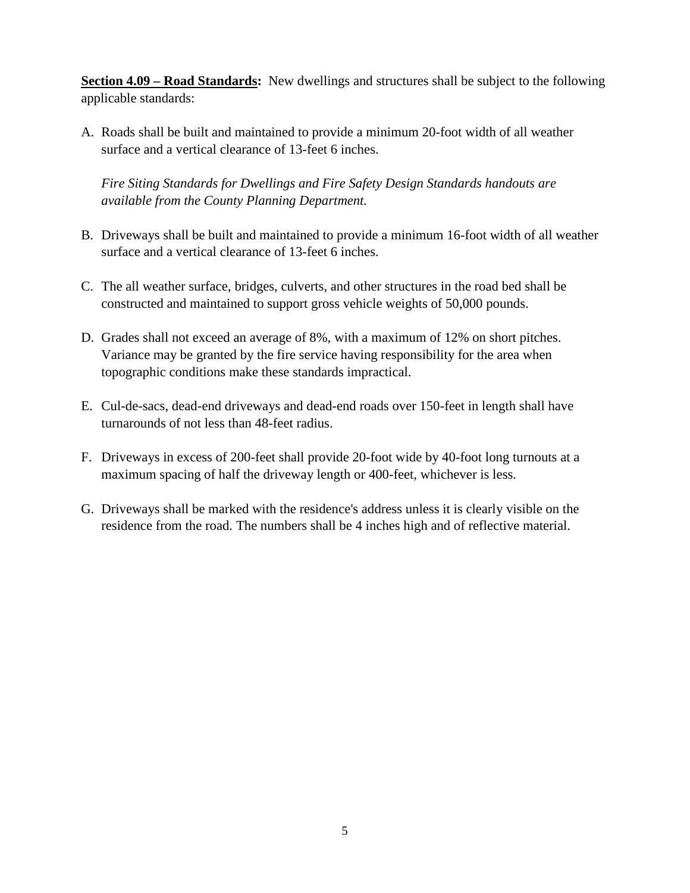**<u>Section 4.09 – Road Standards</u>:** New dwellings and structures shall be subject to the following applicable standards:

A. Roads shall be built and maintained to provide a minimum 20-foot width of all weather surface and a vertical clearance of 13-feet 6 inches.

   *Fire Siting Standards for Dwellings and Fire Safety Design Standards handouts are available from the County Planning Department.*

B. Driveways shall be built and maintained to provide a minimum 16-foot width of all weather surface and a vertical clearance of 13-feet 6 inches.

C. The all weather surface, bridges, culverts, and other structures in the road bed shall be constructed and maintained to support gross vehicle weights of 50,000 pounds.

D. Grades shall not exceed an average of 8%, with a maximum of 12% on short pitches. Variance may be granted by the fire service having responsibility for the area when topographic conditions make these standards impractical.

E. Cul-de-sacs, dead-end driveways and dead-end roads over 150-feet in length shall have turnarounds of not less than 48-feet radius.

F. Driveways in excess of 200-feet shall provide 20-foot wide by 40-foot long turnouts at a maximum spacing of half the driveway length or 400-feet, whichever is less.

G. Driveways shall be marked with the residence's address unless it is clearly visible on the residence from the road. The numbers shall be 4 inches high and of reflective material.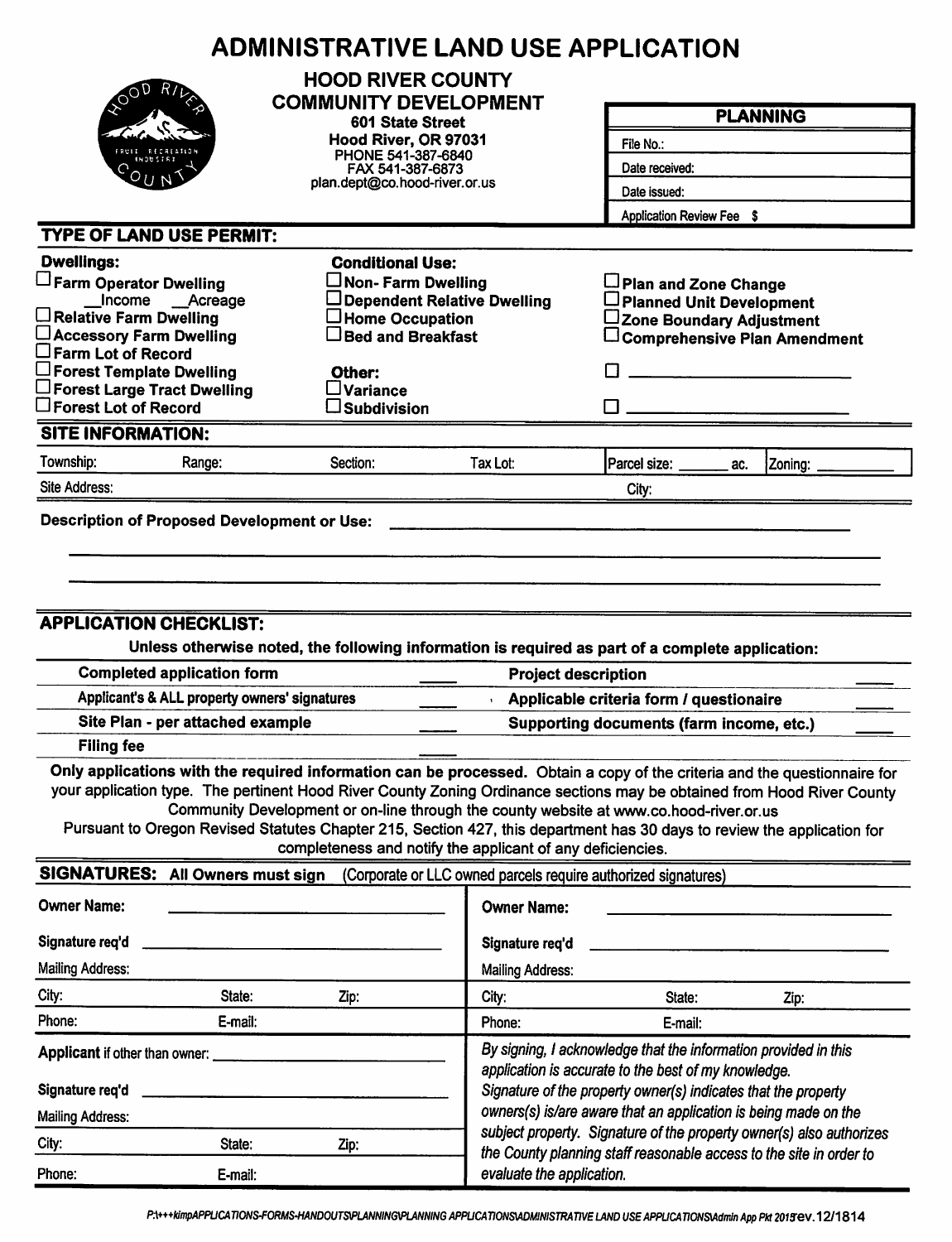# ADMINISTRATIVE LAND USE APPLICATION

**HOOD RIVER COUNTY**
**COMMUNITY DEVELOPMENT**
**601 State Street**
**Hood River, OR 97031**
PHONE 541-387-6840
FAX 541-387-6873
plan.dept@co.hood-river.or.us

| **PLANNING** |
|---|
| File No.: |
| Date received: |
| Date issued: |
| Application Review Fee $ |

## TYPE OF LAND USE PERMIT:

**Dwellings:**
- ☐ **Farm Operator Dwelling**
  - __Income __Acreage
- ☐ **Relative Farm Dwelling**
- ☐ **Accessory Farm Dwelling**
- ☐ **Farm Lot of Record**
- ☐ **Forest Template Dwelling**
- ☐ **Forest Large Tract Dwelling**
- ☐ **Forest Lot of Record**

**Conditional Use:**
- ☐ **Non- Farm Dwelling**
- ☐ **Dependent Relative Dwelling**
- ☐ **Home Occupation**
- ☐ **Bed and Breakfast**

**Other:**
- ☐ **Variance**
- ☐ **Subdivision**

- ☐ **Plan and Zone Change**
- ☐ **Planned Unit Development**
- ☐ **Zone Boundary Adjustment**
- ☐ **Comprehensive Plan Amendment**
- ☐ ______________________
- ☐ ______________________

## SITE INFORMATION:

| Township: | Range: | Section: | Tax Lot: | Parcel size: _______ ac. | Zoning: _________ |
|---|---|---|---|---|---|
| Site Address: | | | | City: | |

**Description of Proposed Development or Use:** ______________________________________________

________________________________________________________________________________

________________________________________________________________________________

## APPLICATION CHECKLIST:

**Unless otherwise noted, the following information is required as part of a complete application:**

| | | | |
|---|---|---|---|
| **Completed application form** | ____ | **Project description** | ____ |
| **Applicant's & ALL property owners' signatures** | ____ | **Applicable criteria form / questionaire** | ____ |
| **Site Plan - per attached example** | ____ | **Supporting documents (farm income, etc.)** | ____ |
| **Filing fee** | ____ | | |

**Only applications with the required information can be processed.** Obtain a copy of the criteria and the questionnaire for your application type. The pertinent Hood River County Zoning Ordinance sections may be obtained from Hood River County Community Development or on-line through the county website at www.co.hood-river.or.us

Pursuant to Oregon Revised Statutes Chapter 215, Section 427, this department has 30 days to review the application for completeness and notify the applicant of any deficiencies.

## SIGNATURES: All Owners must sign (Corporate or LLC owned parcels require authorized signatures)

| | | | | | |
|---|---|---|---|---|---|
| **Owner Name:** | | | **Owner Name:** | | |
| **Signature req'd** | | | **Signature req'd** | | |
| Mailing Address: | | | Mailing Address: | | |
| City: | State: | Zip: | City: | State: | Zip: |
| Phone: | E-mail: | | Phone: | E-mail: | |

| | | | |
|---|---|---|---|
| **Applicant** if other than owner: | | | *By signing, I acknowledge that the information provided in this application is accurate to the best of my knowledge. Signature of the property owner(s) indicates that the property owners(s) is/are aware that an application is being made on the subject property. Signature of the property owner(s) also authorizes the County planning staff reasonable access to the site in order to evaluate the application.* |
| **Signature req'd** | | | |
| Mailing Address: | | | |
| City: | State: | Zip: | |
| Phone: | E-mail: | | |

P:\+++kimpAPPLICATIONS-FORMS-HANDOUTS\PLANNING\PLANNING APPLICATIONS\ADMINISTRATIVE LAND USE APPLICATIONS\Admin App Pkt 2015rev.12/1814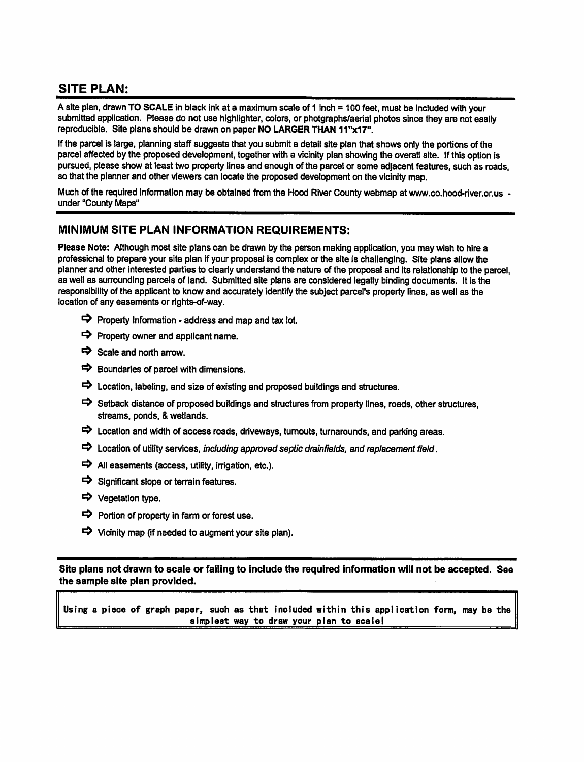## SITE PLAN:

A site plan, drawn **TO SCALE** in black ink at a maximum scale of 1 inch = 100 feet, must be included with your submitted application. Please do not use highlighter, colors, or photgraphs/aerial photos since they are not easily reproducible. Site plans should be drawn on paper **NO LARGER THAN 11"x17"**.

If the parcel is large, planning staff suggests that you submit a detail site plan that shows only the portions of the parcel affected by the proposed development, together with a vicinity plan showing the overall site. If this option is pursued, please show at least two property lines and enough of the parcel or some adjacent features, such as roads, so that the planner and other viewers can locate the proposed development on the vicinity map.

Much of the required information may be obtained from the Hood River County webmap at www.co.hood-river.or.us - under "County Maps"

## MINIMUM SITE PLAN INFORMATION REQUIREMENTS:

**Please Note:** Although most site plans can be drawn by the person making application, you may wish to hire a professional to prepare your site plan if your proposal is complex or the site is challenging. Site plans allow the planner and other interested parties to clearly understand the nature of the proposal and its relationship to the parcel, as well as surrounding parcels of land. Submitted site plans are considered legally binding documents. It is the responsibility of the applicant to know and accurately identify the subject parcel's property lines, as well as the location of any easements or rights-of-way.

- ➪ Property Information - address and map and tax lot.
- ➪ Property owner and applicant name.
- ➪ Scale and north arrow.
- ➪ Boundaries of parcel with dimensions.
- ➪ Location, labeling, and size of existing and proposed buildings and structures.
- ➪ Setback distance of proposed buildings and structures from property lines, roads, other structures, streams, ponds, & wetlands.
- ➪ Location and width of access roads, driveways, turnouts, turnarounds, and parking areas.
- ➪ Location of utility services, *including approved septic drainfields, and replacement field*.
- ➪ All easements (access, utility, irrigation, etc.).
- ➪ Significant slope or terrain features.
- ➪ Vegetation type.
- ➪ Portion of property in farm or forest use.
- ➪ Vicinity map (if needed to augment your site plan).

**Site plans not drawn to scale or failing to include the required information will not be accepted. See the sample site plan provided.**

Using a piece of graph paper, such as that included within this application form, may be the simplest way to draw your plan to scale!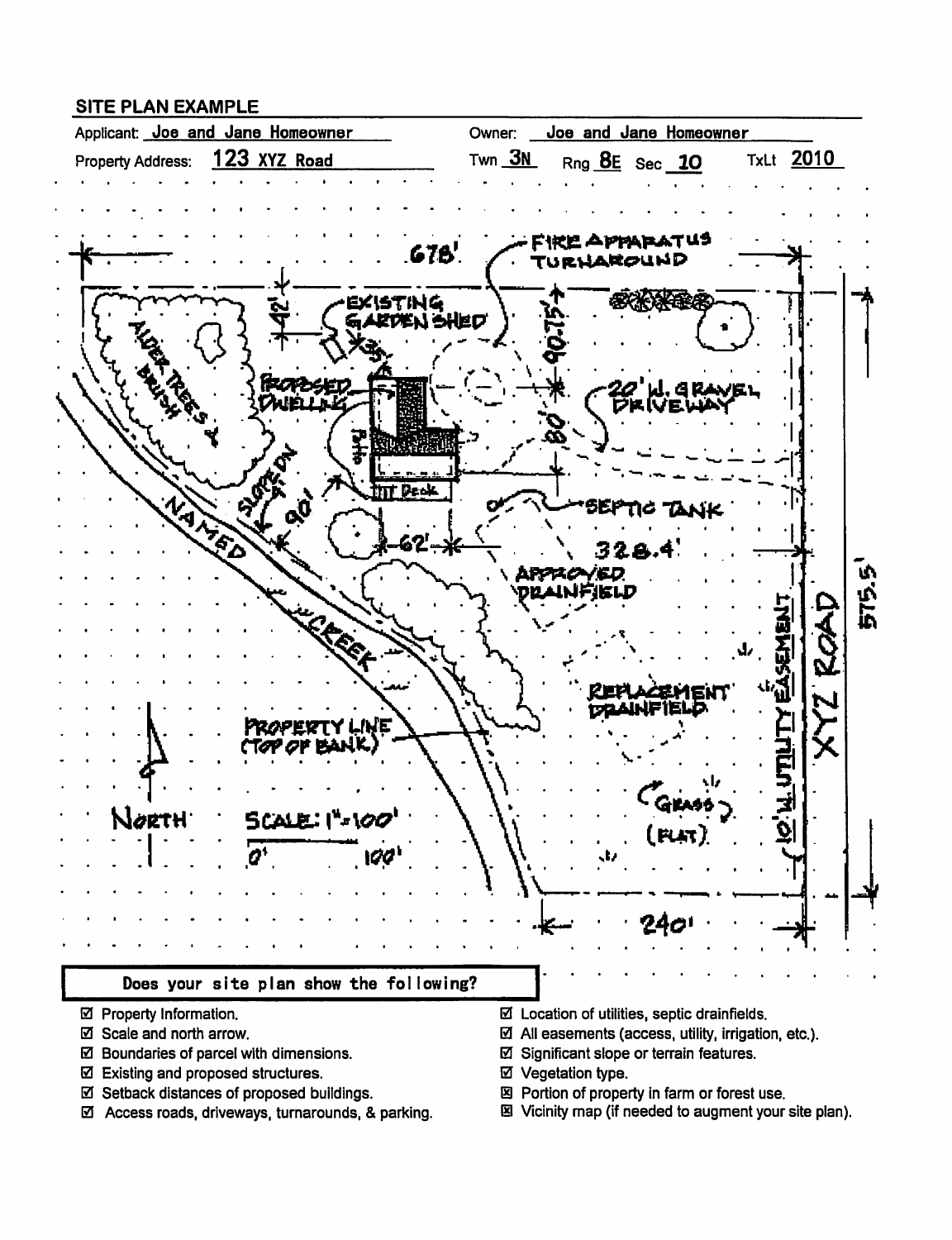## SITE PLAN EXAMPLE

Applicant: Joe and Jane Homeowner

Owner: Joe and Jane Homeowner

Property Address: 123 XYZ Road

Twn 3N Rng 8E Sec 10 TxLt 2010

678'

FIRE APPARATUS TURNAROUND

42'

EXISTING GARDEN SHED

35'

90.75'

PROPOSED DWELLING

Patio

Deck

20' W. GRAVEL DRIVEWAY

80'

ALDER TREES & BRUSH

SLOPE DN 9%

90'

62'

SEPTIC TANK

328.4'

APPROVED DRAINFIELD

NAMED CREEK

REPLACEMENT DRAINFIELD

10' W. UTILITY EASEMENT

XYZ ROAD

575.5'

PROPERTY LINE (TOP OF BANK)

NORTH

SCALE: 1" = 100'

0' 100'

(GRASS) (FLAT)

240'

### Does your site plan show the following?

- ☑ Property Information.
- ☑ Scale and north arrow.
- ☑ Boundaries of parcel with dimensions.
- ☑ Existing and proposed structures.
- ☑ Setback distances of proposed buildings.
- ☑ Access roads, driveways, turnarounds, & parking.
- ☑ Location of utilities, septic drainfields.
- ☑ All easements (access, utility, irrigation, etc.).
- ☑ Significant slope or terrain features.
- ☑ Vegetation type.
- ☒ Portion of property in farm or forest use.
- ☒ Vicinity map (if needed to augment your site plan).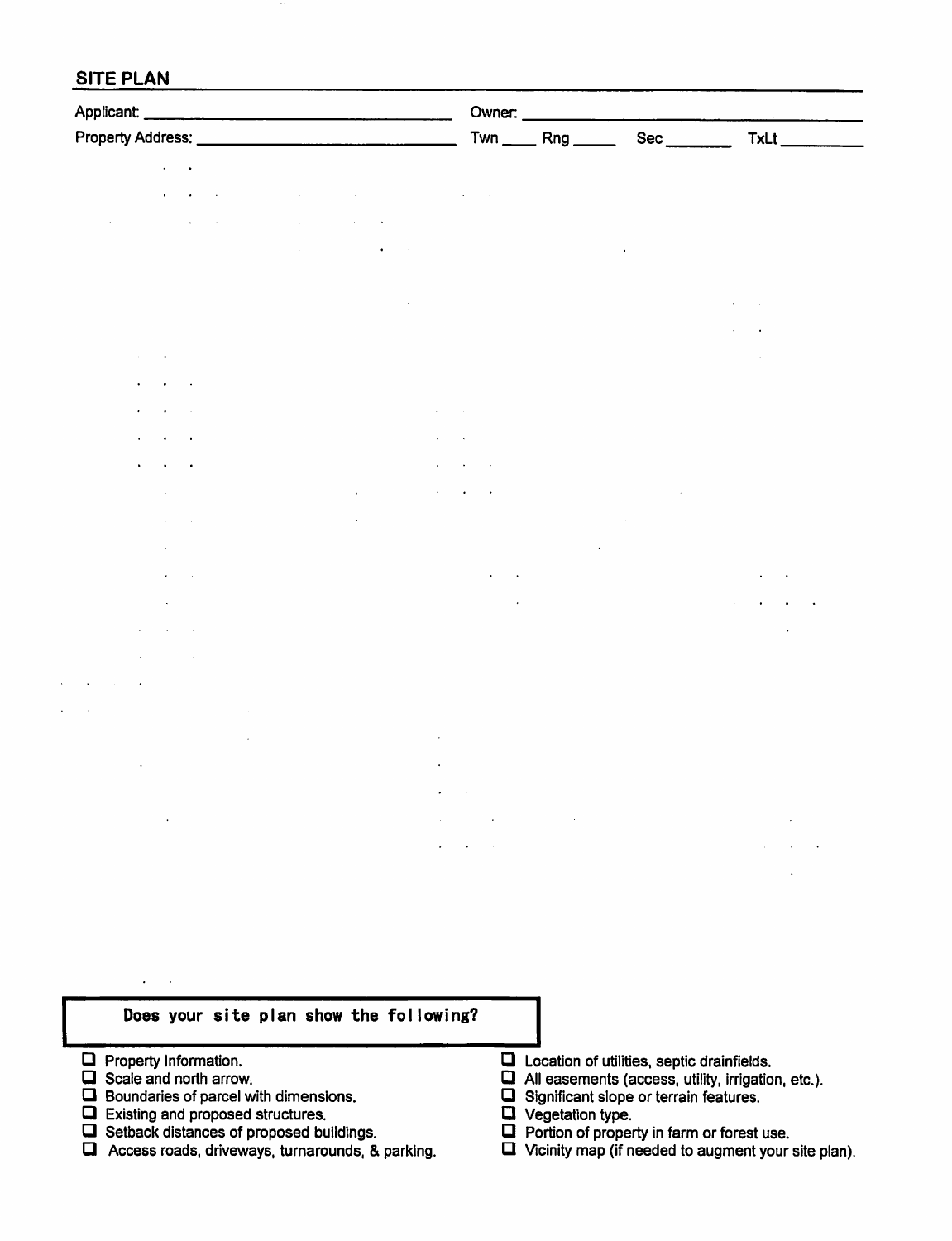## SITE PLAN

Applicant: ______________________________ Owner: ______________________________

Property Address: ______________________________ Twn ____ Rng _____ Sec _______ TxLt _________

**Does your site plan show the following?**

- ☐ Property Information.
- ☐ Scale and north arrow.
- ☐ Boundaries of parcel with dimensions.
- ☐ Existing and proposed structures.
- ☐ Setback distances of proposed buildings.
- ☐ Access roads, driveways, turnarounds, & parking.
- ☐ Location of utilities, septic drainfields.
- ☐ All easements (access, utility, irrigation, etc.).
- ☐ Significant slope or terrain features.
- ☐ Vegetation type.
- ☐ Portion of property in farm or forest use.
- ☐ Vicinity map (if needed to augment your site plan).